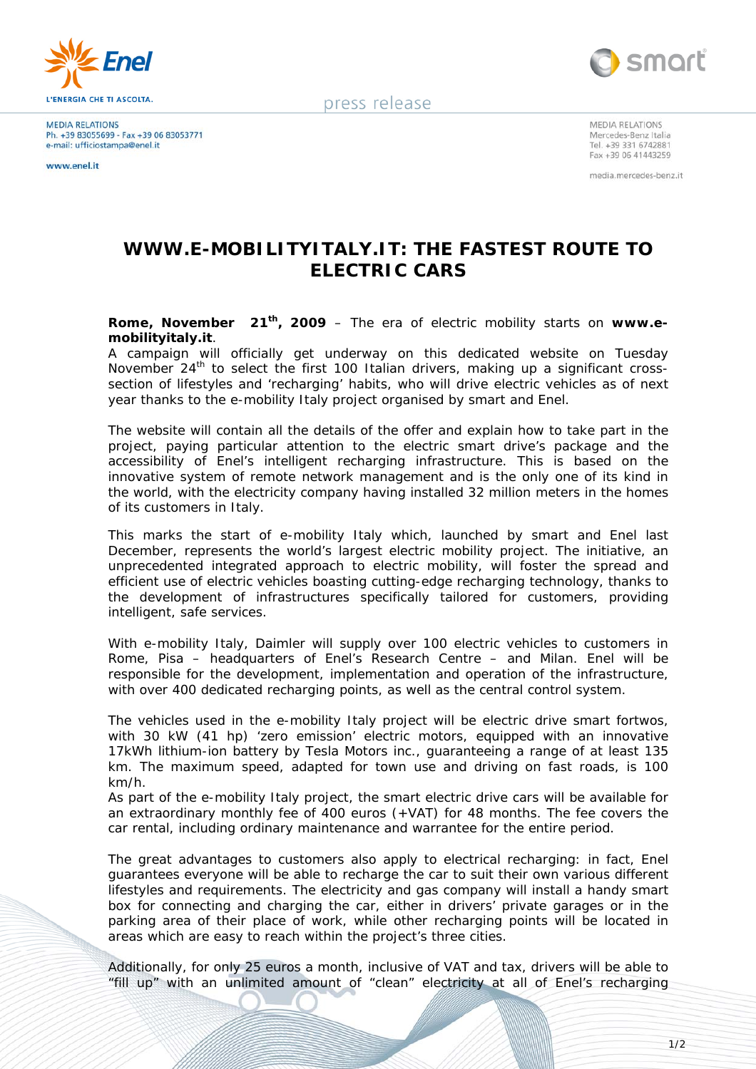L'ENERGIA CHE TI ASCOLTA.

press release

MEDIA RELATIONS
Ph. +39 83055699 - Fax +39 06 83053771
e-mail: ufficiostampa@enel.it

www.enel.it

MEDIA RELATIONS
Mercedes-Benz Italia
Tel. +39 331 6742881
Fax +39 06 41443259

media.mercedes-benz.it

# WWW.E-MOBILITYITALY.IT: THE FASTEST ROUTE TO ELECTRIC CARS

**Rome, November 21st, 2009** – The era of electric mobility starts on **www.e-mobilityitaly.it**.

A campaign will officially get underway on this dedicated website on Tuesday November 24th to select the first 100 Italian drivers, making up a significant cross-section of lifestyles and 'recharging' habits, who will drive electric vehicles as of next year thanks to the e-mobility Italy project organised by smart and Enel.

The website will contain all the details of the offer and explain how to take part in the project, paying particular attention to the electric smart drive's package and the accessibility of Enel's intelligent recharging infrastructure. This is based on the innovative system of remote network management and is the only one of its kind in the world, with the electricity company having installed 32 million meters in the homes of its customers in Italy.

This marks the start of e-mobility Italy which, launched by smart and Enel last December, represents the world's largest electric mobility project. The initiative, an unprecedented integrated approach to electric mobility, will foster the spread and efficient use of electric vehicles boasting cutting-edge recharging technology, thanks to the development of infrastructures specifically tailored for customers, providing intelligent, safe services.

With e-mobility Italy, Daimler will supply over 100 electric vehicles to customers in Rome, Pisa – headquarters of Enel's Research Centre – and Milan. Enel will be responsible for the development, implementation and operation of the infrastructure, with over 400 dedicated recharging points, as well as the central control system.

The vehicles used in the e-mobility Italy project will be electric drive smart fortwos, with 30 kW (41 hp) 'zero emission' electric motors, equipped with an innovative 17kWh lithium-ion battery by Tesla Motors inc., guaranteeing a range of at least 135 km. The maximum speed, adapted for town use and driving on fast roads, is 100 km/h.

As part of the e-mobility Italy project, the smart electric drive cars will be available for an extraordinary monthly fee of 400 euros (+VAT) for 48 months. The fee covers the car rental, including ordinary maintenance and warrantee for the entire period.

The great advantages to customers also apply to electrical recharging: in fact, Enel guarantees everyone will be able to recharge the car to suit their own various different lifestyles and requirements. The electricity and gas company will install a handy smart box for connecting and charging the car, either in drivers' private garages or in the parking area of their place of work, while other recharging points will be located in areas which are easy to reach within the project's three cities.

Additionally, for only 25 euros a month, inclusive of VAT and tax, drivers will be able to "fill up" with an unlimited amount of "clean" electricity at all of Enel's recharging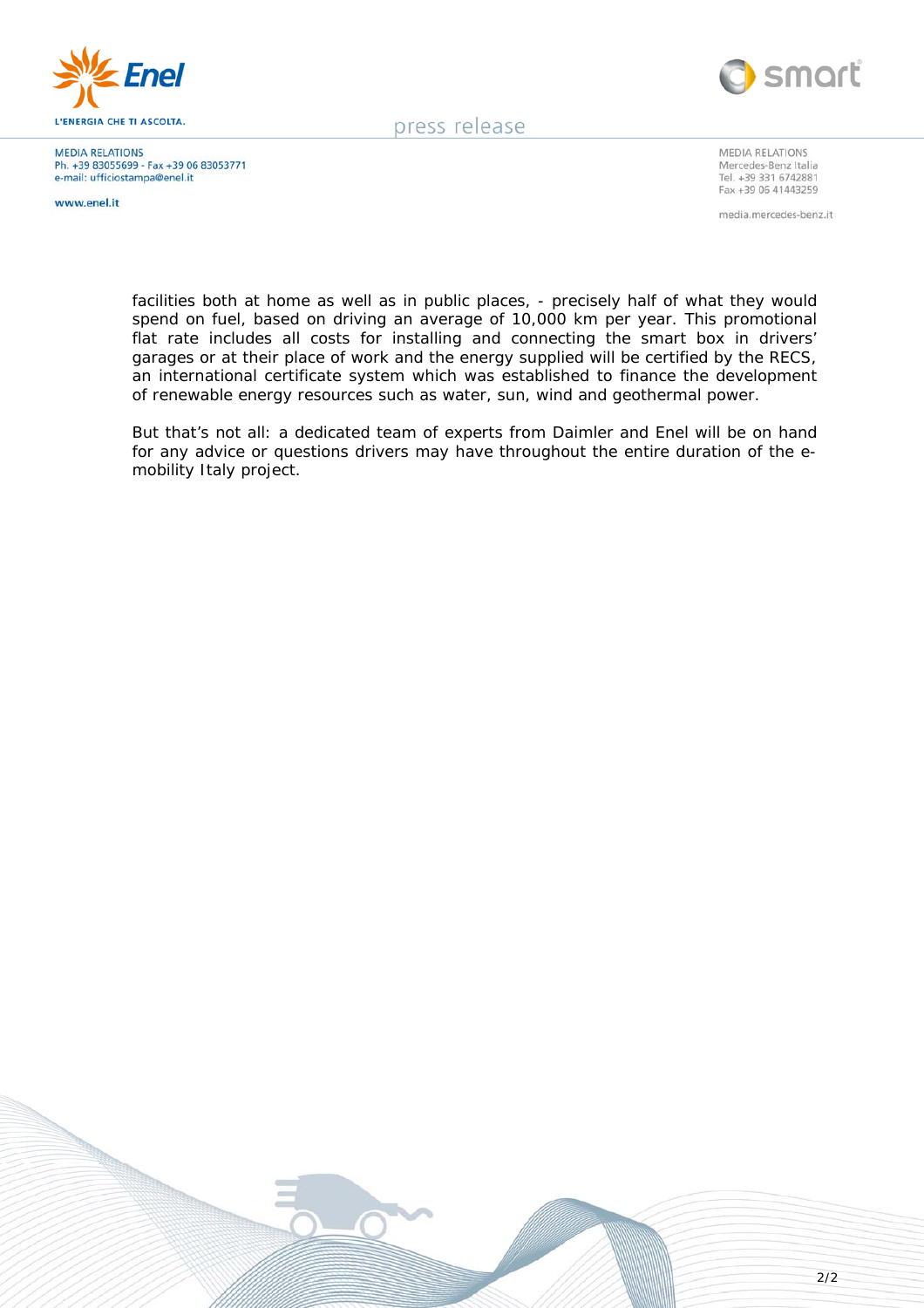facilities both at home as well as in public places, - precisely half of what they would spend on fuel, based on driving an average of 10,000 km per year. This promotional flat rate includes all costs for installing and connecting the smart box in drivers' garages or at their place of work and the energy supplied will be certified by the RECS, an international certificate system which was established to finance the development of renewable energy resources such as water, sun, wind and geothermal power.

But that's not all: a dedicated team of experts from Daimler and Enel will be on hand for any advice or questions drivers may have throughout the entire duration of the e-mobility Italy project.